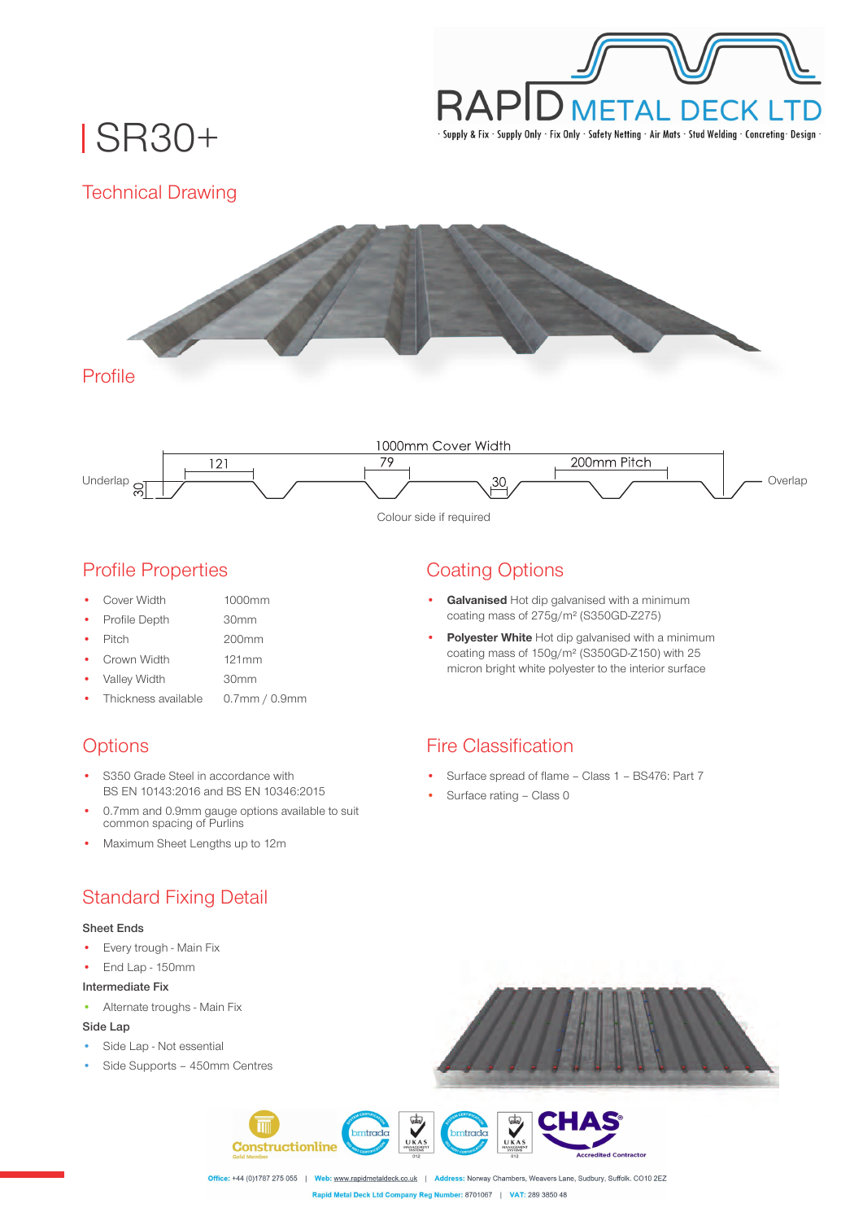# SR30+

## Technical Drawing

## Profile

1000mm Cover Width

121 — 79 — 30 — 200mm Pitch

Underlap 30 — Overlap

Colour side if required

## Profile Properties

| | |
|---|---|
| Cover Width | 1000mm |
| Profile Depth | 30mm |
| Pitch | 200mm |
| Crown Width | 121mm |
| Valley Width | 30mm |
| Thickness available | 0.7mm / 0.9mm |

## Coating Options

- **Galvanised** Hot dip galvanised with a minimum coating mass of 275g/m² (S350GD-Z275)
- **Polyester White** Hot dip galvanised with a minimum coating mass of 150g/m² (S350GD-Z150) with 25 micron bright white polyester to the interior surface

## Options

- S350 Grade Steel in accordance with BS EN 10143:2016 and BS EN 10346:2015
- 0.7mm and 0.9mm gauge options available to suit common spacing of Purlins
- Maximum Sheet Lengths up to 12m

## Fire Classification

- Surface spread of flame – Class 1 – BS476: Part 7
- Surface rating – Class 0

## Standard Fixing Detail

**Sheet Ends**

- Every trough - Main Fix
- End Lap - 150mm

**Intermediate Fix**

- Alternate troughs - Main Fix

**Side Lap**

- Side Lap - Not essential
- Side Supports – 450mm Centres

**Office:** +44 (0)1787 275 055 | **Web:** www.rapidmetaldeck.co.uk | **Address:** Norway Chambers, Weavers Lane, Sudbury, Suffolk. CO10 2EZ

**Rapid Metal Deck Ltd Company Reg Number:** 8701067 | **VAT:** 289 3850 48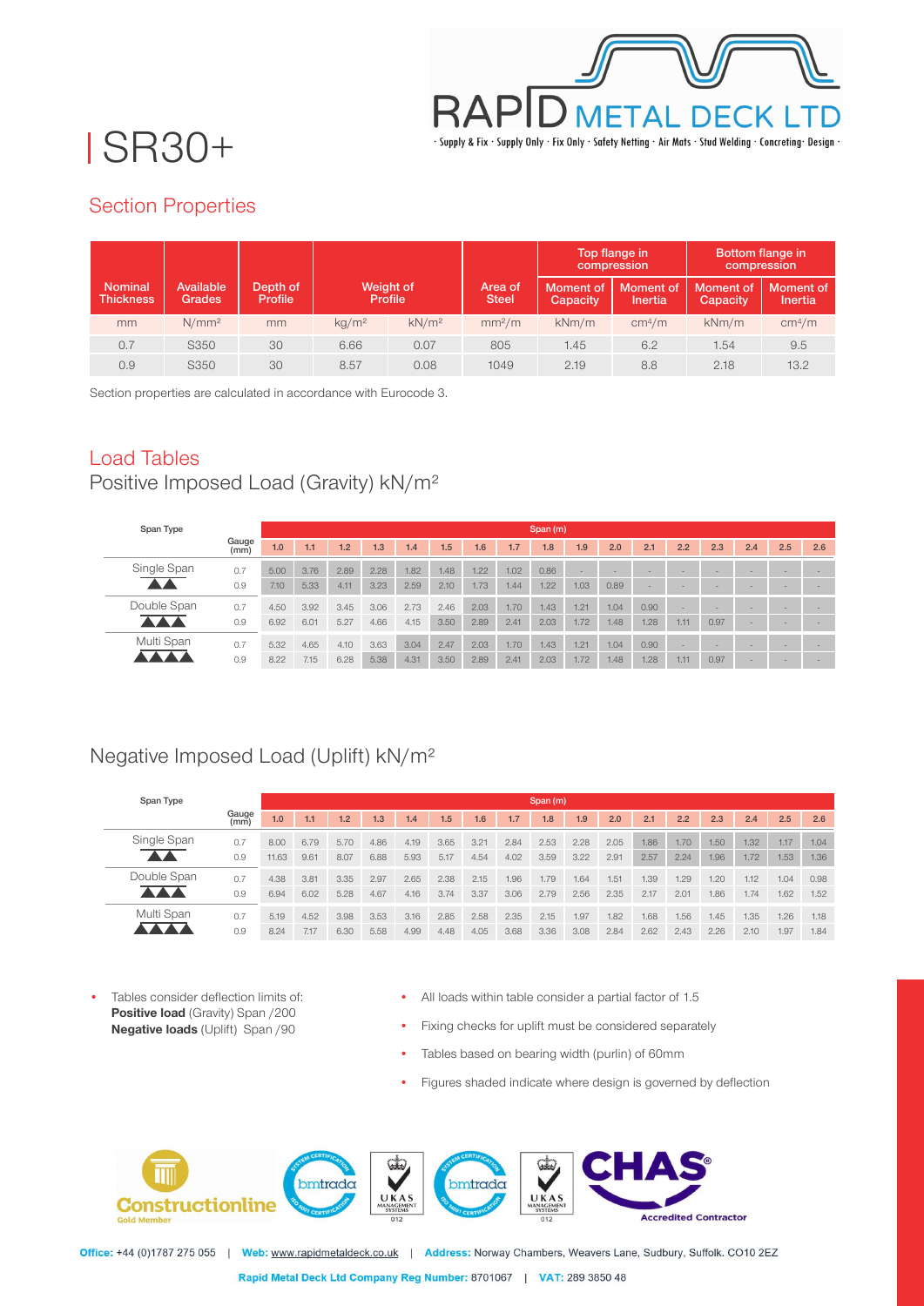RAPID METAL DECK LTD

· Supply & Fix · Supply Only · Fix Only · Safety Netting · Air Mats · Stud Welding · Concreting · Design ·

# SR30+

## Section Properties

| Nominal Thickness | Available Grades | Depth of Profile | Weight of Profile | | Area of Steel | Top flange in compression | | Bottom flange in compression | |
|---|---|---|---|---|---|---|---|---|---|
| | | | | | | Moment of Capacity | Moment of Inertia | Moment of Capacity | Moment of Inertia |
| mm | N/mm² | mm | kg/m² | kN/m² | mm²/m | kNm/m | cm⁴/m | kNm/m | cm⁴/m |
| 0.7 | S350 | 30 | 6.66 | 0.07 | 805 | 1.45 | 6.2 | 1.54 | 9.5 |
| 0.9 | S350 | 30 | 8.57 | 0.08 | 1049 | 2.19 | 8.8 | 2.18 | 13.2 |

Section properties are calculated in accordance with Eurocode 3.

## Load Tables

### Positive Imposed Load (Gravity) kN/m²

| Span Type | Gauge (mm) | Span (m) | | | | | | | | | | | | | | | | |
|---|---|---|---|---|---|---|---|---|---|---|---|---|---|---|---|---|---|---|
| | | 1.0 | 1.1 | 1.2 | 1.3 | 1.4 | 1.5 | 1.6 | 1.7 | 1.8 | 1.9 | 2.0 | 2.1 | 2.2 | 2.3 | 2.4 | 2.5 | 2.6 |
| Single Span | 0.7 | 5.00 | 3.76 | 2.89 | 2.28 | 1.82 | 1.48 | 1.22 | 1.02 | 0.86 | - | - | - | - | - | - | - | - |
| | 0.9 | 7.10 | 5.33 | 4.11 | 3.23 | 2.59 | 2.10 | 1.73 | 1.44 | 1.22 | 1.03 | 0.89 | - | - | - | - | - | - |
| Double Span | 0.7 | 4.50 | 3.92 | 3.45 | 3.06 | 2.73 | 2.46 | 2.03 | 1.70 | 1.43 | 1.21 | 1.04 | 0.90 | - | - | - | - | - |
| | 0.9 | 6.92 | 6.01 | 5.27 | 4.66 | 4.15 | 3.50 | 2.89 | 2.41 | 2.03 | 1.72 | 1.48 | 1.28 | 1.11 | 0.97 | - | - | - |
| Multi Span | 0.7 | 5.32 | 4.65 | 4.10 | 3.63 | 3.04 | 2.47 | 2.03 | 1.70 | 1.43 | 1.21 | 1.04 | 0.90 | - | - | - | - | - |
| | 0.9 | 8.22 | 7.15 | 6.28 | 5.38 | 4.31 | 3.50 | 2.89 | 2.41 | 2.03 | 1.72 | 1.48 | 1.28 | 1.11 | 0.97 | - | - | - |

### Negative Imposed Load (Uplift) kN/m²

| Span Type | Gauge (mm) | Span (m) | | | | | | | | | | | | | | | | |
|---|---|---|---|---|---|---|---|---|---|---|---|---|---|---|---|---|---|---|
| | | 1.0 | 1.1 | 1.2 | 1.3 | 1.4 | 1.5 | 1.6 | 1.7 | 1.8 | 1.9 | 2.0 | 2.1 | 2.2 | 2.3 | 2.4 | 2.5 | 2.6 |
| Single Span | 0.7 | 8.00 | 6.79 | 5.70 | 4.86 | 4.19 | 3.65 | 3.21 | 2.84 | 2.53 | 2.28 | 2.05 | 1.86 | 1.70 | 1.50 | 1.32 | 1.17 | 1.04 |
| | 0.9 | 11.63 | 9.61 | 8.07 | 6.88 | 5.93 | 5.17 | 4.54 | 4.02 | 3.59 | 3.22 | 2.91 | 2.57 | 2.24 | 1.96 | 1.72 | 1.53 | 1.36 |
| Double Span | 0.7 | 4.38 | 3.81 | 3.35 | 2.97 | 2.65 | 2.38 | 2.15 | 1.96 | 1.79 | 1.64 | 1.51 | 1.39 | 1.29 | 1.20 | 1.12 | 1.04 | 0.98 |
| | 0.9 | 6.94 | 6.02 | 5.28 | 4.67 | 4.16 | 3.74 | 3.37 | 3.06 | 2.79 | 2.56 | 2.35 | 2.17 | 2.01 | 1.86 | 1.74 | 1.62 | 1.52 |
| Multi Span | 0.7 | 5.19 | 4.52 | 3.98 | 3.53 | 3.16 | 2.85 | 2.58 | 2.35 | 2.15 | 1.97 | 1.82 | 1.68 | 1.56 | 1.45 | 1.35 | 1.26 | 1.18 |
| | 0.9 | 8.24 | 7.17 | 6.30 | 5.58 | 4.99 | 4.48 | 4.05 | 3.68 | 3.36 | 3.08 | 2.84 | 2.62 | 2.43 | 2.26 | 2.10 | 1.97 | 1.84 |

- Tables consider deflection limits of:
  **Positive load** (Gravity) Span /200
  **Negative loads** (Uplift) Span /90
- All loads within table consider a partial factor of 1.5
- Fixing checks for uplift must be considered separately
- Tables based on bearing width (purlin) of 60mm
- Figures shaded indicate where design is governed by deflection

Constructionline Gold Member | bmtrada | UKAS Management Systems 012 | bmtrada | UKAS Management Systems 012 | CHAS Accredited Contractor

**Office:** +44 (0)1787 275 055 | **Web:** www.rapidmetaldeck.co.uk | **Address:** Norway Chambers, Weavers Lane, Sudbury, Suffolk. CO10 2EZ

**Rapid Metal Deck Ltd Company Reg Number:** 8701067 | **VAT:** 289 3850 48